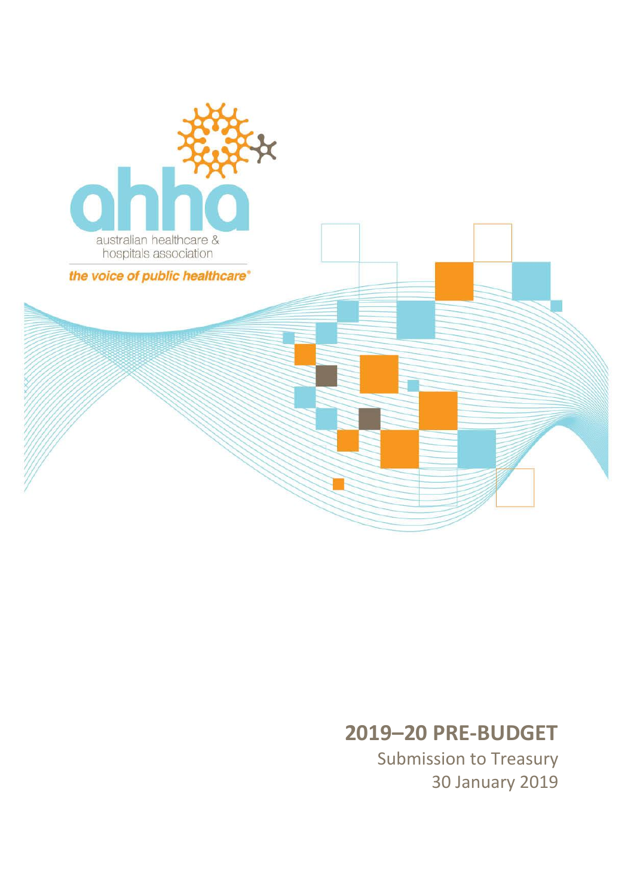australian healthcare & hospitals association

*the voice of public healthcare®*

# 2019–20 PRE-BUDGET

Submission to Treasury

30 January 2019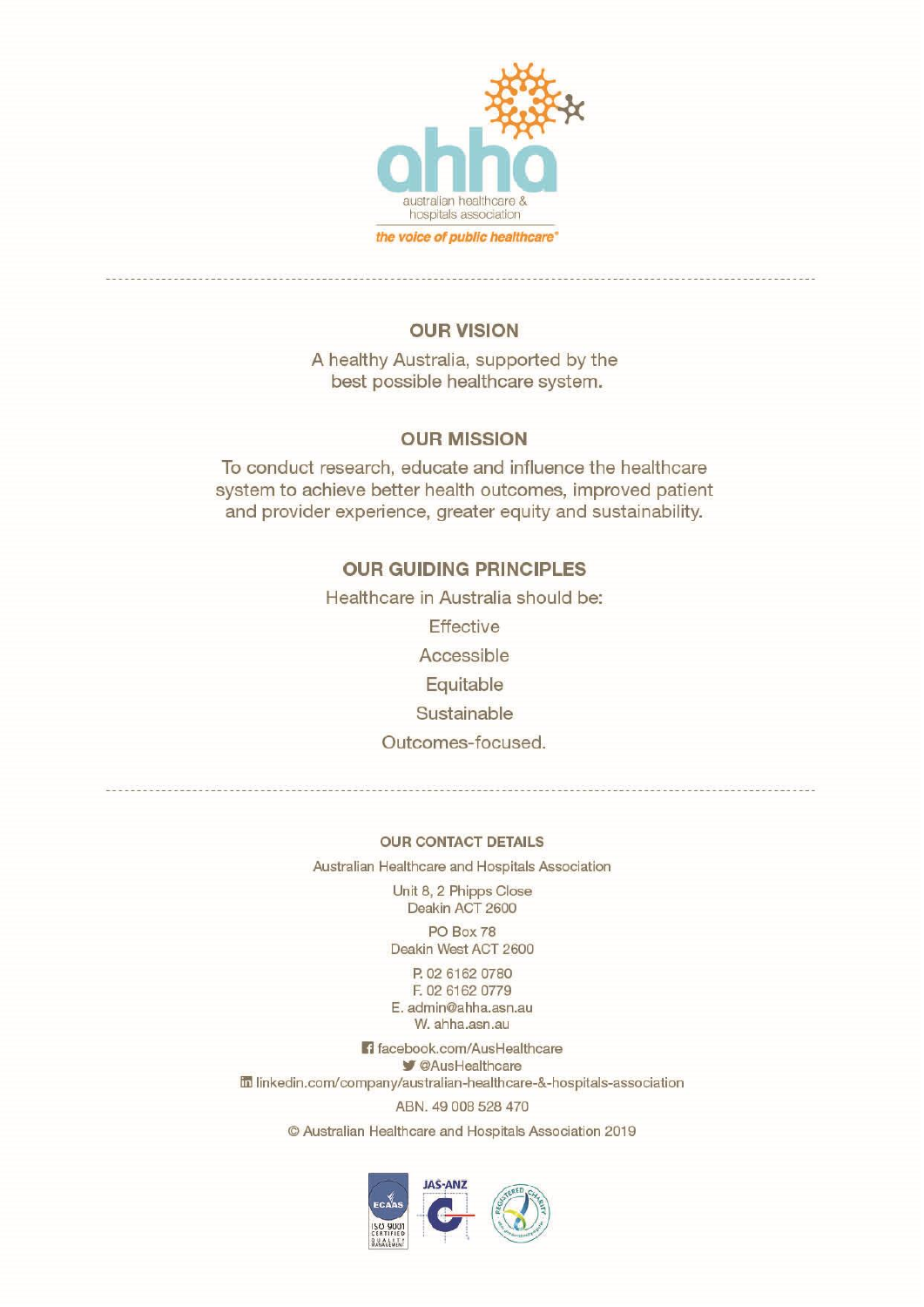australian healthcare & hospitals association

*the voice of public healthcare*®

## OUR VISION

A healthy Australia, supported by the best possible healthcare system.

## OUR MISSION

To conduct research, educate and influence the healthcare system to achieve better health outcomes, improved patient and provider experience, greater equity and sustainability.

## OUR GUIDING PRINCIPLES

Healthcare in Australia should be:

Effective

Accessible

Equitable

Sustainable

Outcomes-focused.

### OUR CONTACT DETAILS

Australian Healthcare and Hospitals Association

Unit 8, 2 Phipps Close
Deakin ACT 2600

PO Box 78
Deakin West ACT 2600

P. 02 6162 0780
F. 02 6162 0779
E. admin@ahha.asn.au
W. ahha.asn.au

facebook.com/AusHealthcare
@AusHealthcare
linkedin.com/company/australian-healthcare-&-hospitals-association

ABN. 49 008 528 470

© Australian Healthcare and Hospitals Association 2019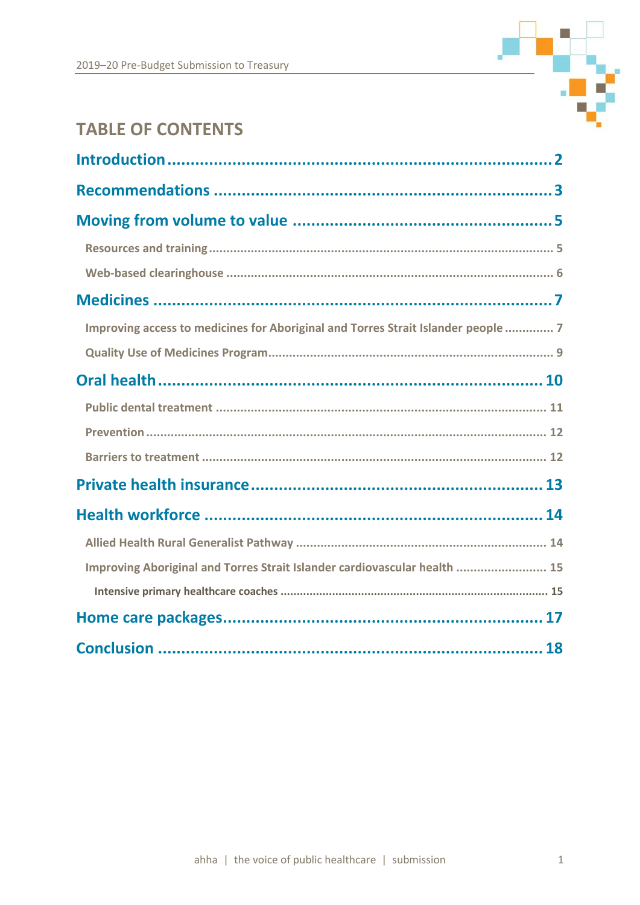# TABLE OF CONTENTS

**Introduction** ........................................................................ 2

**Recommendations** ................................................................... 3

**Moving from volume to value** .................................................. 5

- Resources and training ................................................................ 5
- Web-based clearinghouse ............................................................. 6

**Medicines** .............................................................................. 7

- Improving access to medicines for Aboriginal and Torres Strait Islander people ............. 7
- Quality Use of Medicines Program................................................. 9

**Oral health** ............................................................................ 10

- Public dental treatment ............................................................... 11
- Prevention ................................................................................... 12
- Barriers to treatment .................................................................... 12

**Private health insurance** ......................................................... 13

**Health workforce** .................................................................... 14

- Allied Health Rural Generalist Pathway ........................................ 14
- Improving Aboriginal and Torres Strait Islander cardiovascular health .......................... 15
  - Intensive primary healthcare coaches ........................................ 15

**Home care packages** ............................................................... 17

**Conclusion** ............................................................................ 18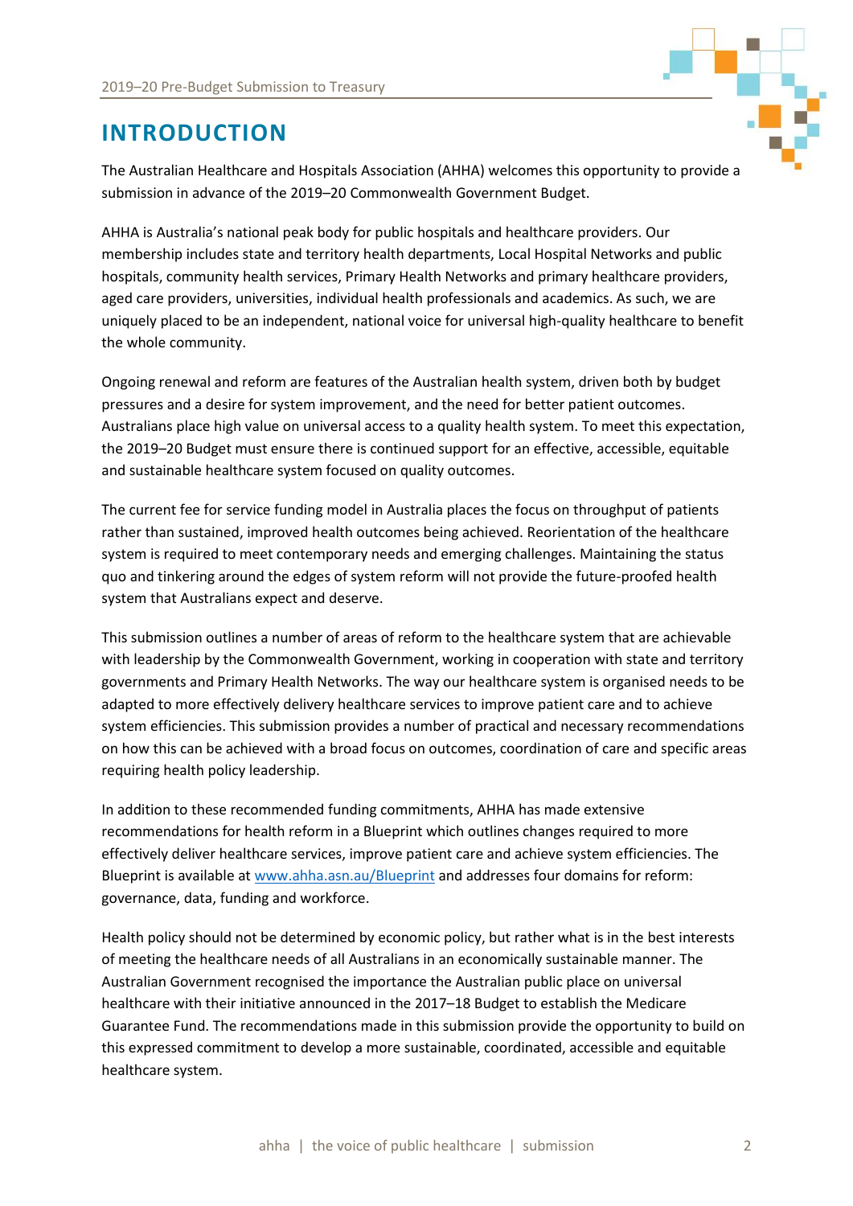# INTRODUCTION

The Australian Healthcare and Hospitals Association (AHHA) welcomes this opportunity to provide a submission in advance of the 2019–20 Commonwealth Government Budget.

AHHA is Australia's national peak body for public hospitals and healthcare providers. Our membership includes state and territory health departments, Local Hospital Networks and public hospitals, community health services, Primary Health Networks and primary healthcare providers, aged care providers, universities, individual health professionals and academics. As such, we are uniquely placed to be an independent, national voice for universal high-quality healthcare to benefit the whole community.

Ongoing renewal and reform are features of the Australian health system, driven both by budget pressures and a desire for system improvement, and the need for better patient outcomes. Australians place high value on universal access to a quality health system. To meet this expectation, the 2019–20 Budget must ensure there is continued support for an effective, accessible, equitable and sustainable healthcare system focused on quality outcomes.

The current fee for service funding model in Australia places the focus on throughput of patients rather than sustained, improved health outcomes being achieved. Reorientation of the healthcare system is required to meet contemporary needs and emerging challenges. Maintaining the status quo and tinkering around the edges of system reform will not provide the future-proofed health system that Australians expect and deserve.

This submission outlines a number of areas of reform to the healthcare system that are achievable with leadership by the Commonwealth Government, working in cooperation with state and territory governments and Primary Health Networks. The way our healthcare system is organised needs to be adapted to more effectively delivery healthcare services to improve patient care and to achieve system efficiencies. This submission provides a number of practical and necessary recommendations on how this can be achieved with a broad focus on outcomes, coordination of care and specific areas requiring health policy leadership.

In addition to these recommended funding commitments, AHHA has made extensive recommendations for health reform in a Blueprint which outlines changes required to more effectively deliver healthcare services, improve patient care and achieve system efficiencies. The Blueprint is available at [www.ahha.asn.au/Blueprint](www.ahha.asn.au/Blueprint) and addresses four domains for reform: governance, data, funding and workforce.

Health policy should not be determined by economic policy, but rather what is in the best interests of meeting the healthcare needs of all Australians in an economically sustainable manner. The Australian Government recognised the importance the Australian public place on universal healthcare with their initiative announced in the 2017–18 Budget to establish the Medicare Guarantee Fund. The recommendations made in this submission provide the opportunity to build on this expressed commitment to develop a more sustainable, coordinated, accessible and equitable healthcare system.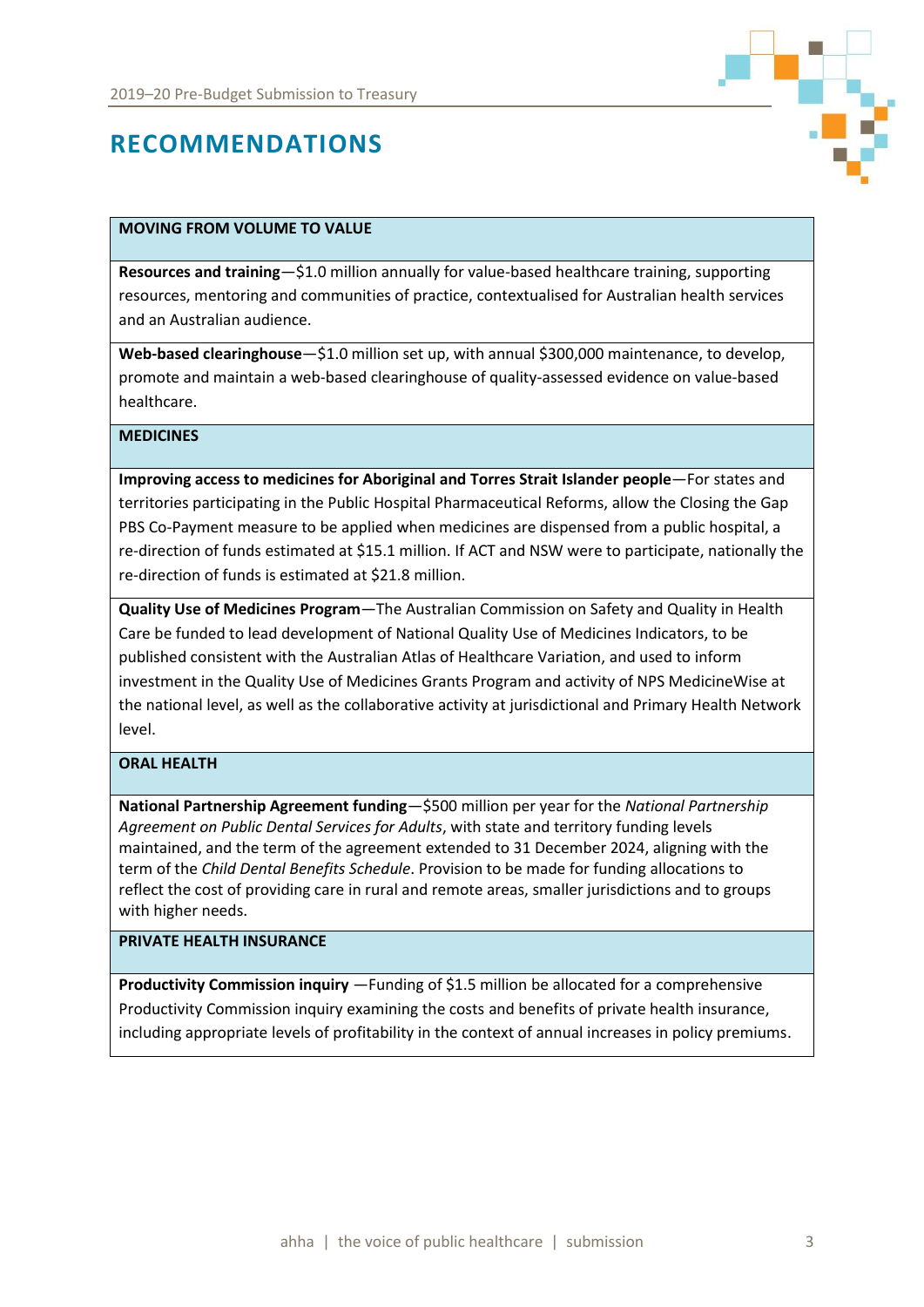# RECOMMENDATIONS

**MOVING FROM VOLUME TO VALUE**

**Resources and training**—$1.0 million annually for value-based healthcare training, supporting resources, mentoring and communities of practice, contextualised for Australian health services and an Australian audience.

**Web-based clearinghouse**—$1.0 million set up, with annual $300,000 maintenance, to develop, promote and maintain a web-based clearinghouse of quality-assessed evidence on value-based healthcare.

**MEDICINES**

**Improving access to medicines for Aboriginal and Torres Strait Islander people**—For states and territories participating in the Public Hospital Pharmaceutical Reforms, allow the Closing the Gap PBS Co-Payment measure to be applied when medicines are dispensed from a public hospital, a re-direction of funds estimated at $15.1 million. If ACT and NSW were to participate, nationally the re-direction of funds is estimated at $21.8 million.

**Quality Use of Medicines Program**—The Australian Commission on Safety and Quality in Health Care be funded to lead development of National Quality Use of Medicines Indicators, to be published consistent with the Australian Atlas of Healthcare Variation, and used to inform investment in the Quality Use of Medicines Grants Program and activity of NPS MedicineWise at the national level, as well as the collaborative activity at jurisdictional and Primary Health Network level.

**ORAL HEALTH**

**National Partnership Agreement funding**—$500 million per year for the *National Partnership Agreement on Public Dental Services for Adults*, with state and territory funding levels maintained, and the term of the agreement extended to 31 December 2024, aligning with the term of the *Child Dental Benefits Schedule*. Provision to be made for funding allocations to reflect the cost of providing care in rural and remote areas, smaller jurisdictions and to groups with higher needs.

**PRIVATE HEALTH INSURANCE**

**Productivity Commission inquiry** —Funding of $1.5 million be allocated for a comprehensive Productivity Commission inquiry examining the costs and benefits of private health insurance, including appropriate levels of profitability in the context of annual increases in policy premiums.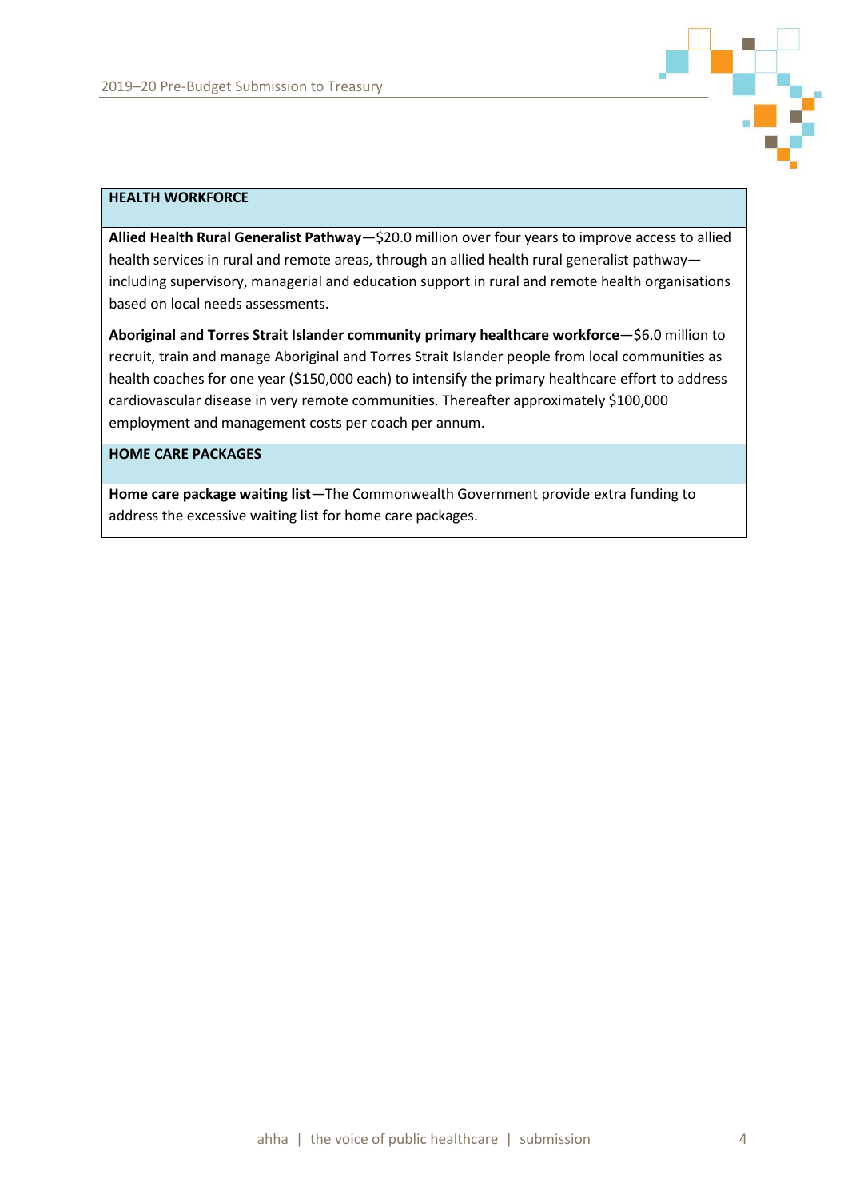| HEALTH WORKFORCE |
| --- |
| **Allied Health Rural Generalist Pathway**—$20.0 million over four years to improve access to allied health services in rural and remote areas, through an allied health rural generalist pathway—including supervisory, managerial and education support in rural and remote health organisations based on local needs assessments. |
| **Aboriginal and Torres Strait Islander community primary healthcare workforce**—$6.0 million to recruit, train and manage Aboriginal and Torres Strait Islander people from local communities as health coaches for one year ($150,000 each) to intensify the primary healthcare effort to address cardiovascular disease in very remote communities. Thereafter approximately $100,000 employment and management costs per coach per annum. |
| **HOME CARE PACKAGES** |
| **Home care package waiting list**—The Commonwealth Government provide extra funding to address the excessive waiting list for home care packages. |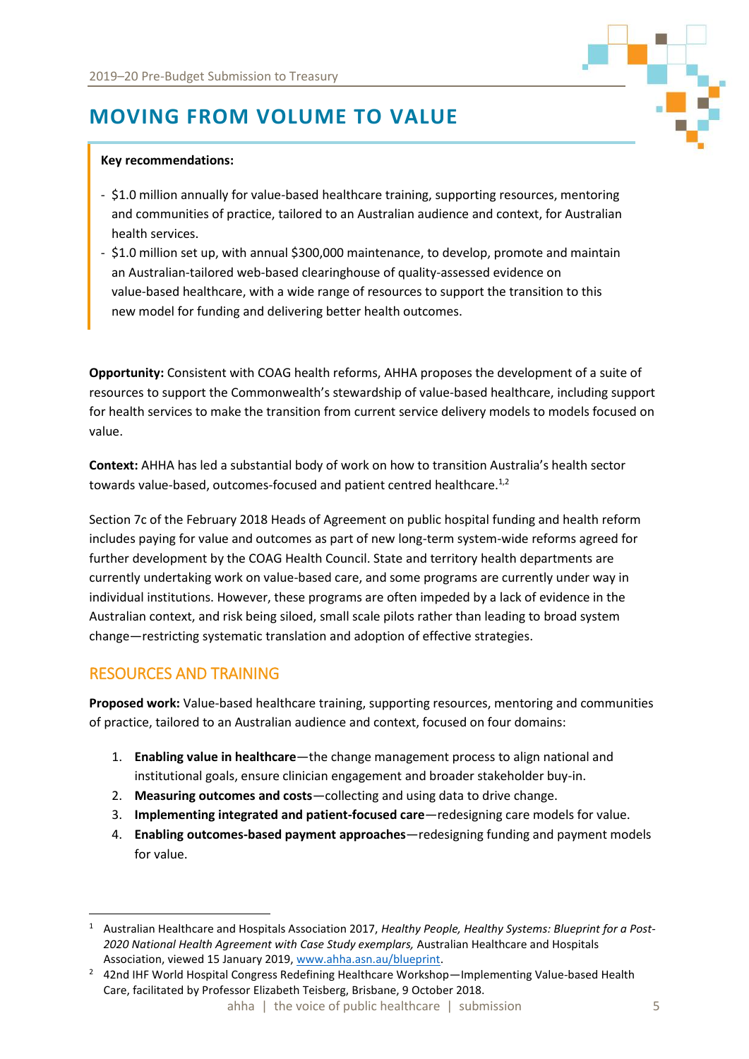# MOVING FROM VOLUME TO VALUE

**Key recommendations:**

- $1.0 million annually for value-based healthcare training, supporting resources, mentoring and communities of practice, tailored to an Australian audience and context, for Australian health services.
- $1.0 million set up, with annual $300,000 maintenance, to develop, promote and maintain an Australian-tailored web-based clearinghouse of quality-assessed evidence on value-based healthcare, with a wide range of resources to support the transition to this new model for funding and delivering better health outcomes.

**Opportunity:** Consistent with COAG health reforms, AHHA proposes the development of a suite of resources to support the Commonwealth's stewardship of value-based healthcare, including support for health services to make the transition from current service delivery models to models focused on value.

**Context:** AHHA has led a substantial body of work on how to transition Australia's health sector towards value-based, outcomes-focused and patient centred healthcare.[1,2]

Section 7c of the February 2018 Heads of Agreement on public hospital funding and health reform includes paying for value and outcomes as part of new long-term system-wide reforms agreed for further development by the COAG Health Council. State and territory health departments are currently undertaking work on value-based care, and some programs are currently under way in individual institutions. However, these programs are often impeded by a lack of evidence in the Australian context, and risk being siloed, small scale pilots rather than leading to broad system change—restricting systematic translation and adoption of effective strategies.

## RESOURCES AND TRAINING

**Proposed work:** Value-based healthcare training, supporting resources, mentoring and communities of practice, tailored to an Australian audience and context, focused on four domains:

1. **Enabling value in healthcare**—the change management process to align national and institutional goals, ensure clinician engagement and broader stakeholder buy-in.
2. **Measuring outcomes and costs**—collecting and using data to drive change.
3. **Implementing integrated and patient-focused care**—redesigning care models for value.
4. **Enabling outcomes-based payment approaches**—redesigning funding and payment models for value.

---

[1] Australian Healthcare and Hospitals Association 2017, *Healthy People, Healthy Systems: Blueprint for a Post-2020 National Health Agreement with Case Study exemplars,* Australian Healthcare and Hospitals Association, viewed 15 January 2019, www.ahha.asn.au/blueprint.

[2] 42nd IHF World Hospital Congress Redefining Healthcare Workshop—Implementing Value-based Health Care, facilitated by Professor Elizabeth Teisberg, Brisbane, 9 October 2018.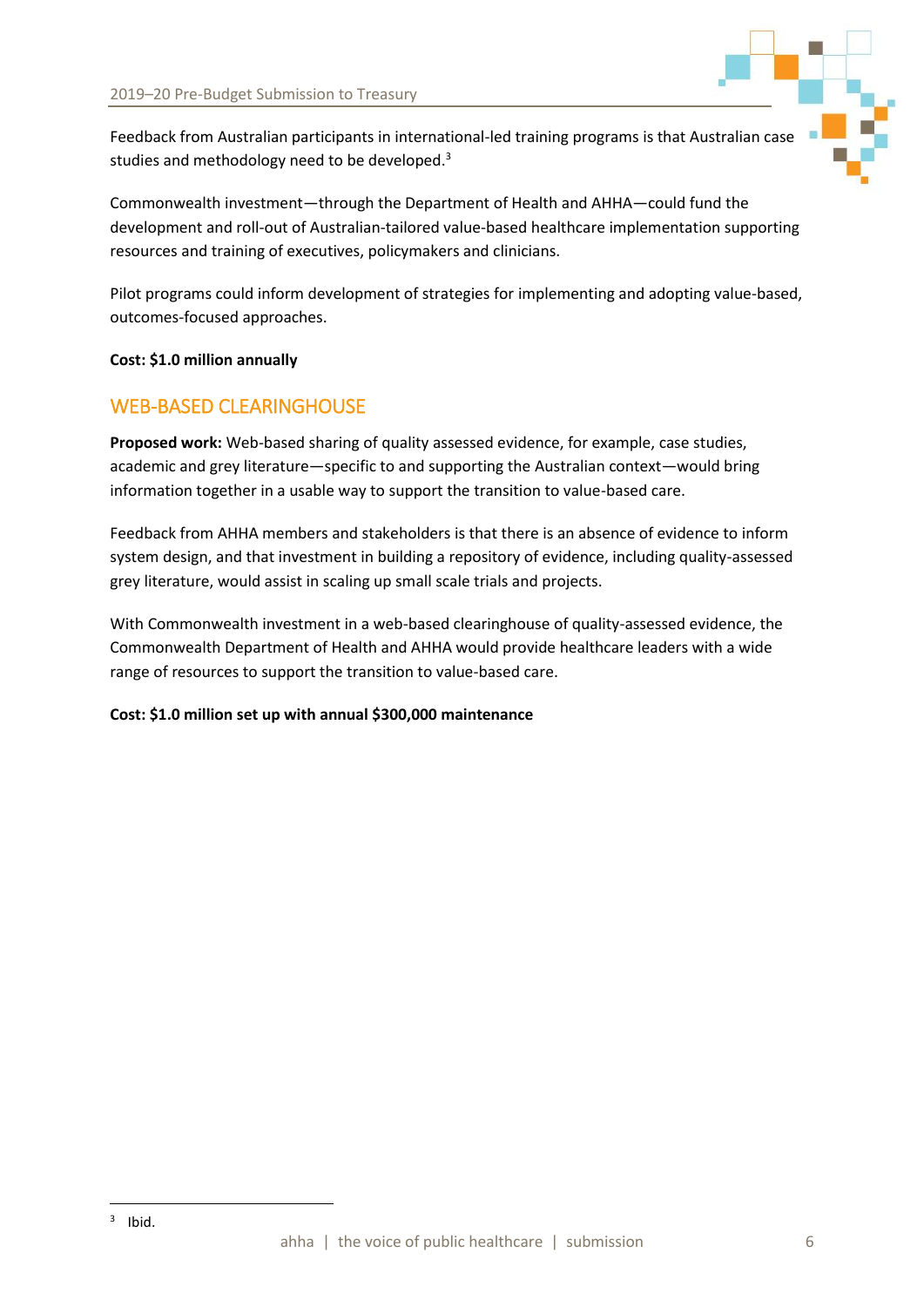Feedback from Australian participants in international-led training programs is that Australian case studies and methodology need to be developed.[3]

Commonwealth investment—through the Department of Health and AHHA—could fund the development and roll-out of Australian-tailored value-based healthcare implementation supporting resources and training of executives, policymakers and clinicians.

Pilot programs could inform development of strategies for implementing and adopting value-based, outcomes-focused approaches.

**Cost: $1.0 million annually**

## WEB-BASED CLEARINGHOUSE

**Proposed work:** Web-based sharing of quality assessed evidence, for example, case studies, academic and grey literature—specific to and supporting the Australian context—would bring information together in a usable way to support the transition to value-based care.

Feedback from AHHA members and stakeholders is that there is an absence of evidence to inform system design, and that investment in building a repository of evidence, including quality-assessed grey literature, would assist in scaling up small scale trials and projects.

With Commonwealth investment in a web-based clearinghouse of quality-assessed evidence, the Commonwealth Department of Health and AHHA would provide healthcare leaders with a wide range of resources to support the transition to value-based care.

**Cost: $1.0 million set up with annual $300,000 maintenance**

---

[3] Ibid.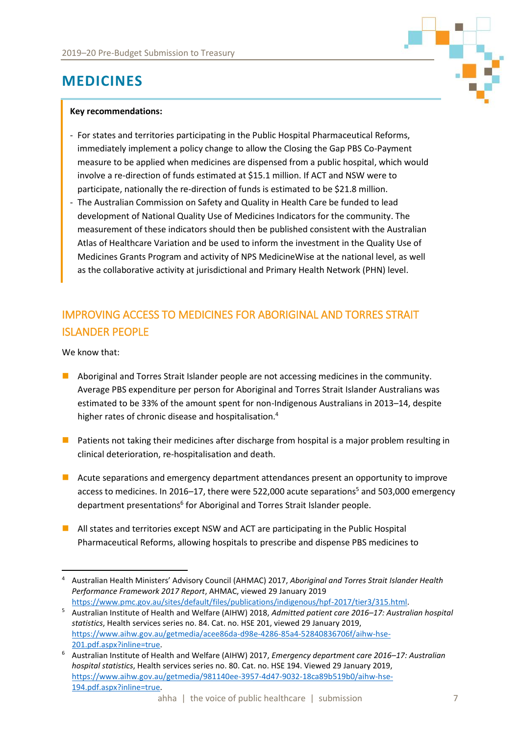# MEDICINES

**Key recommendations:**

- For states and territories participating in the Public Hospital Pharmaceutical Reforms, immediately implement a policy change to allow the Closing the Gap PBS Co-Payment measure to be applied when medicines are dispensed from a public hospital, which would involve a re-direction of funds estimated at $15.1 million. If ACT and NSW were to participate, nationally the re-direction of funds is estimated to be $21.8 million.
- The Australian Commission on Safety and Quality in Health Care be funded to lead development of National Quality Use of Medicines Indicators for the community. The measurement of these indicators should then be published consistent with the Australian Atlas of Healthcare Variation and be used to inform the investment in the Quality Use of Medicines Grants Program and activity of NPS MedicineWise at the national level, as well as the collaborative activity at jurisdictional and Primary Health Network (PHN) level.

## IMPROVING ACCESS TO MEDICINES FOR ABORIGINAL AND TORRES STRAIT ISLANDER PEOPLE

We know that:

- Aboriginal and Torres Strait Islander people are not accessing medicines in the community. Average PBS expenditure per person for Aboriginal and Torres Strait Islander Australians was estimated to be 33% of the amount spent for non-Indigenous Australians in 2013–14, despite higher rates of chronic disease and hospitalisation.[4]
- Patients not taking their medicines after discharge from hospital is a major problem resulting in clinical deterioration, re-hospitalisation and death.
- Acute separations and emergency department attendances present an opportunity to improve access to medicines. In 2016–17, there were 522,000 acute separations[5] and 503,000 emergency department presentations[6] for Aboriginal and Torres Strait Islander people.
- All states and territories except NSW and ACT are participating in the Public Hospital Pharmaceutical Reforms, allowing hospitals to prescribe and dispense PBS medicines to

---

[4] Australian Health Ministers' Advisory Council (AHMAC) 2017, *Aboriginal and Torres Strait Islander Health Performance Framework 2017 Report*, AHMAC, viewed 29 January 2019 https://www.pmc.gov.au/sites/default/files/publications/indigenous/hpf-2017/tier3/315.html.

[5] Australian Institute of Health and Welfare (AIHW) 2018, *Admitted patient care 2016–17: Australian hospital statistics*, Health services series no. 84. Cat. no. HSE 201, viewed 29 January 2019, https://www.aihw.gov.au/getmedia/acee86da-d98e-4286-85a4-52840836706f/aihw-hse-201.pdf.aspx?inline=true.

[6] Australian Institute of Health and Welfare (AIHW) 2017, *Emergency department care 2016–17: Australian hospital statistics*, Health services series no. 80. Cat. no. HSE 194. Viewed 29 January 2019, https://www.aihw.gov.au/getmedia/981140ee-3957-4d47-9032-18ca89b519b0/aihw-hse-194.pdf.aspx?inline=true.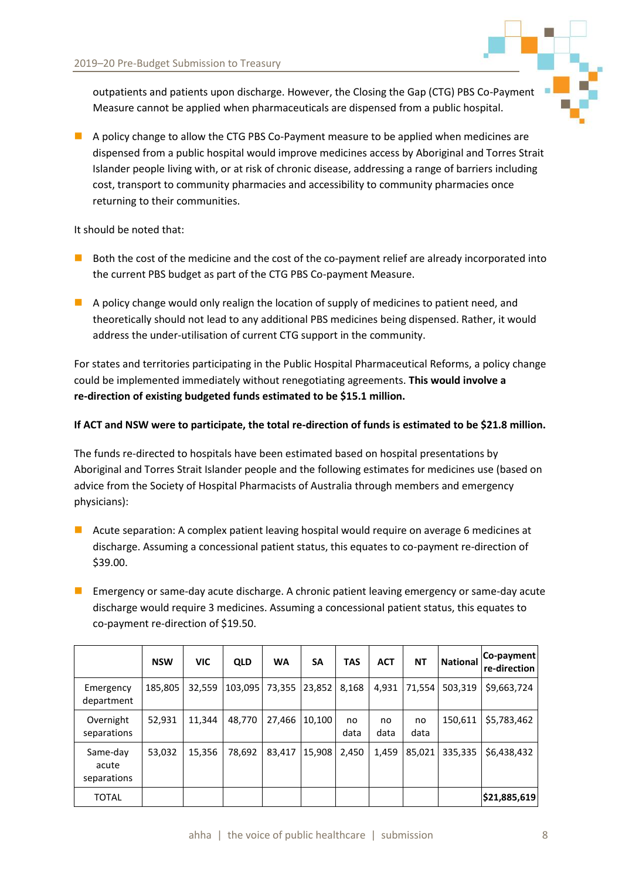outpatients and patients upon discharge. However, the Closing the Gap (CTG) PBS Co-Payment Measure cannot be applied when pharmaceuticals are dispensed from a public hospital.

- A policy change to allow the CTG PBS Co-Payment measure to be applied when medicines are dispensed from a public hospital would improve medicines access by Aboriginal and Torres Strait Islander people living with, or at risk of chronic disease, addressing a range of barriers including cost, transport to community pharmacies and accessibility to community pharmacies once returning to their communities.

It should be noted that:

- Both the cost of the medicine and the cost of the co-payment relief are already incorporated into the current PBS budget as part of the CTG PBS Co-payment Measure.
- A policy change would only realign the location of supply of medicines to patient need, and theoretically should not lead to any additional PBS medicines being dispensed. Rather, it would address the under-utilisation of current CTG support in the community.

For states and territories participating in the Public Hospital Pharmaceutical Reforms, a policy change could be implemented immediately without renegotiating agreements. **This would involve a re-direction of existing budgeted funds estimated to be $15.1 million.**

**If ACT and NSW were to participate, the total re-direction of funds is estimated to be $21.8 million.**

The funds re-directed to hospitals have been estimated based on hospital presentations by Aboriginal and Torres Strait Islander people and the following estimates for medicines use (based on advice from the Society of Hospital Pharmacists of Australia through members and emergency physicians):

- Acute separation: A complex patient leaving hospital would require on average 6 medicines at discharge. Assuming a concessional patient status, this equates to co-payment re-direction of $39.00.
- Emergency or same-day acute discharge. A chronic patient leaving emergency or same-day acute discharge would require 3 medicines. Assuming a concessional patient status, this equates to co-payment re-direction of $19.50.

| | NSW | VIC | QLD | WA | SA | TAS | ACT | NT | National | Co-payment re-direction |
|---|---|---|---|---|---|---|---|---|---|---|
| Emergency department | 185,805 | 32,559 | 103,095 | 73,355 | 23,852 | 8,168 | 4,931 | 71,554 | 503,319 | $9,663,724 |
| Overnight separations | 52,931 | 11,344 | 48,770 | 27,466 | 10,100 | no data | no data | no data | 150,611 | $5,783,462 |
| Same-day acute separations | 53,032 | 15,356 | 78,692 | 83,417 | 15,908 | 2,450 | 1,459 | 85,021 | 335,335 | $6,438,432 |
| TOTAL | | | | | | | | | | **$21,885,619** |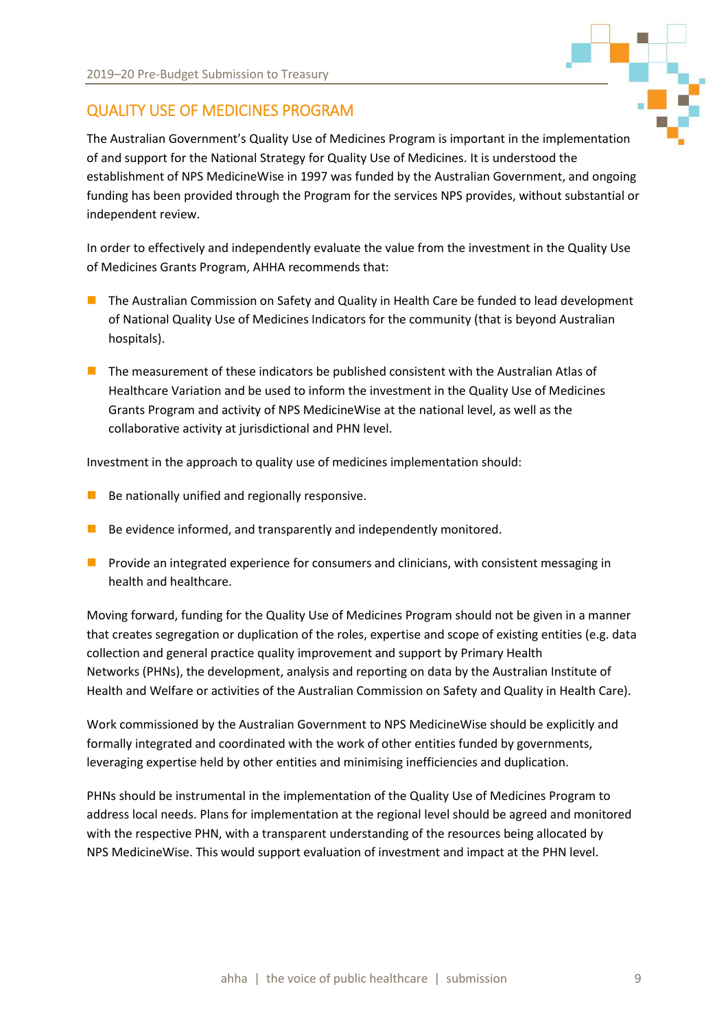## QUALITY USE OF MEDICINES PROGRAM

The Australian Government's Quality Use of Medicines Program is important in the implementation of and support for the National Strategy for Quality Use of Medicines. It is understood the establishment of NPS MedicineWise in 1997 was funded by the Australian Government, and ongoing funding has been provided through the Program for the services NPS provides, without substantial or independent review.

In order to effectively and independently evaluate the value from the investment in the Quality Use of Medicines Grants Program, AHHA recommends that:

- The Australian Commission on Safety and Quality in Health Care be funded to lead development of National Quality Use of Medicines Indicators for the community (that is beyond Australian hospitals).
- The measurement of these indicators be published consistent with the Australian Atlas of Healthcare Variation and be used to inform the investment in the Quality Use of Medicines Grants Program and activity of NPS MedicineWise at the national level, as well as the collaborative activity at jurisdictional and PHN level.

Investment in the approach to quality use of medicines implementation should:

- Be nationally unified and regionally responsive.
- Be evidence informed, and transparently and independently monitored.
- Provide an integrated experience for consumers and clinicians, with consistent messaging in health and healthcare.

Moving forward, funding for the Quality Use of Medicines Program should not be given in a manner that creates segregation or duplication of the roles, expertise and scope of existing entities (e.g. data collection and general practice quality improvement and support by Primary Health Networks (PHNs), the development, analysis and reporting on data by the Australian Institute of Health and Welfare or activities of the Australian Commission on Safety and Quality in Health Care).

Work commissioned by the Australian Government to NPS MedicineWise should be explicitly and formally integrated and coordinated with the work of other entities funded by governments, leveraging expertise held by other entities and minimising inefficiencies and duplication.

PHNs should be instrumental in the implementation of the Quality Use of Medicines Program to address local needs. Plans for implementation at the regional level should be agreed and monitored with the respective PHN, with a transparent understanding of the resources being allocated by NPS MedicineWise. This would support evaluation of investment and impact at the PHN level.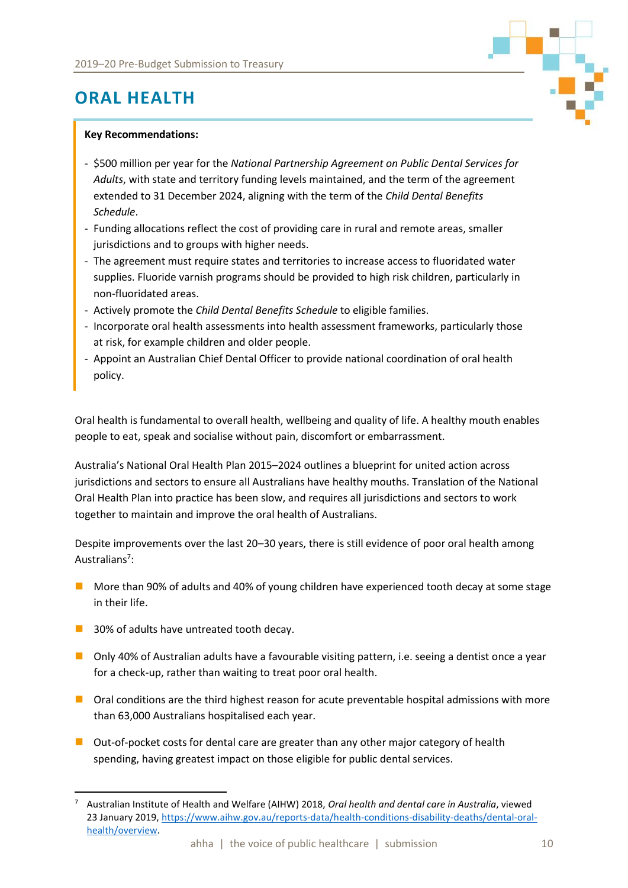# ORAL HEALTH

**Key Recommendations:**

- $500 million per year for the *National Partnership Agreement on Public Dental Services for Adults*, with state and territory funding levels maintained, and the term of the agreement extended to 31 December 2024, aligning with the term of the *Child Dental Benefits Schedule*.
- Funding allocations reflect the cost of providing care in rural and remote areas, smaller jurisdictions and to groups with higher needs.
- The agreement must require states and territories to increase access to fluoridated water supplies. Fluoride varnish programs should be provided to high risk children, particularly in non-fluoridated areas.
- Actively promote the *Child Dental Benefits Schedule* to eligible families.
- Incorporate oral health assessments into health assessment frameworks, particularly those at risk, for example children and older people.
- Appoint an Australian Chief Dental Officer to provide national coordination of oral health policy.

Oral health is fundamental to overall health, wellbeing and quality of life. A healthy mouth enables people to eat, speak and socialise without pain, discomfort or embarrassment.

Australia's National Oral Health Plan 2015–2024 outlines a blueprint for united action across jurisdictions and sectors to ensure all Australians have healthy mouths. Translation of the National Oral Health Plan into practice has been slow, and requires all jurisdictions and sectors to work together to maintain and improve the oral health of Australians.

Despite improvements over the last 20–30 years, there is still evidence of poor oral health among Australians[7]:

- More than 90% of adults and 40% of young children have experienced tooth decay at some stage in their life.
- 30% of adults have untreated tooth decay.
- Only 40% of Australian adults have a favourable visiting pattern, i.e. seeing a dentist once a year for a check-up, rather than waiting to treat poor oral health.
- Oral conditions are the third highest reason for acute preventable hospital admissions with more than 63,000 Australians hospitalised each year.
- Out-of-pocket costs for dental care are greater than any other major category of health spending, having greatest impact on those eligible for public dental services.

[7] Australian Institute of Health and Welfare (AIHW) 2018, *Oral health and dental care in Australia*, viewed 23 January 2019, https://www.aihw.gov.au/reports-data/health-conditions-disability-deaths/dental-oral-health/overview.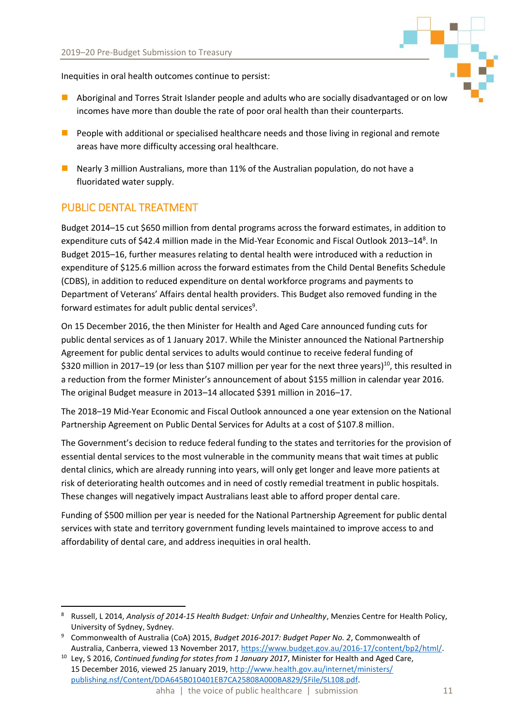Inequities in oral health outcomes continue to persist:

- Aboriginal and Torres Strait Islander people and adults who are socially disadvantaged or on low incomes have more than double the rate of poor oral health than their counterparts.
- People with additional or specialised healthcare needs and those living in regional and remote areas have more difficulty accessing oral healthcare.
- Nearly 3 million Australians, more than 11% of the Australian population, do not have a fluoridated water supply.

## PUBLIC DENTAL TREATMENT

Budget 2014–15 cut $650 million from dental programs across the forward estimates, in addition to expenditure cuts of $42.4 million made in the Mid-Year Economic and Fiscal Outlook 2013–14[8]. In Budget 2015–16, further measures relating to dental health were introduced with a reduction in expenditure of $125.6 million across the forward estimates from the Child Dental Benefits Schedule (CDBS), in addition to reduced expenditure on dental workforce programs and payments to Department of Veterans' Affairs dental health providers. This Budget also removed funding in the forward estimates for adult public dental services[9].

On 15 December 2016, the then Minister for Health and Aged Care announced funding cuts for public dental services as of 1 January 2017. While the Minister announced the National Partnership Agreement for public dental services to adults would continue to receive federal funding of $320 million in 2017–19 (or less than $107 million per year for the next three years)[10], this resulted in a reduction from the former Minister's announcement of about $155 million in calendar year 2016. The original Budget measure in 2013–14 allocated $391 million in 2016–17.

The 2018–19 Mid-Year Economic and Fiscal Outlook announced a one year extension on the National Partnership Agreement on Public Dental Services for Adults at a cost of $107.8 million.

The Government's decision to reduce federal funding to the states and territories for the provision of essential dental services to the most vulnerable in the community means that wait times at public dental clinics, which are already running into years, will only get longer and leave more patients at risk of deteriorating health outcomes and in need of costly remedial treatment in public hospitals. These changes will negatively impact Australians least able to afford proper dental care.

Funding of $500 million per year is needed for the National Partnership Agreement for public dental services with state and territory government funding levels maintained to improve access to and affordability of dental care, and address inequities in oral health.

---

[8] Russell, L 2014, *Analysis of 2014-15 Health Budget: Unfair and Unhealthy*, Menzies Centre for Health Policy, University of Sydney, Sydney.

[9] Commonwealth of Australia (CoA) 2015, *Budget 2016-2017: Budget Paper No. 2*, Commonwealth of Australia, Canberra, viewed 13 November 2017, https://www.budget.gov.au/2016-17/content/bp2/html/.

[10] Ley, S 2016, *Continued funding for states from 1 January 2017*, Minister for Health and Aged Care, 15 December 2016, viewed 25 January 2019, http://www.health.gov.au/internet/ministers/publishing.nsf/Content/DDA645B010401EB7CA25808A000BA829/$File/SL108.pdf.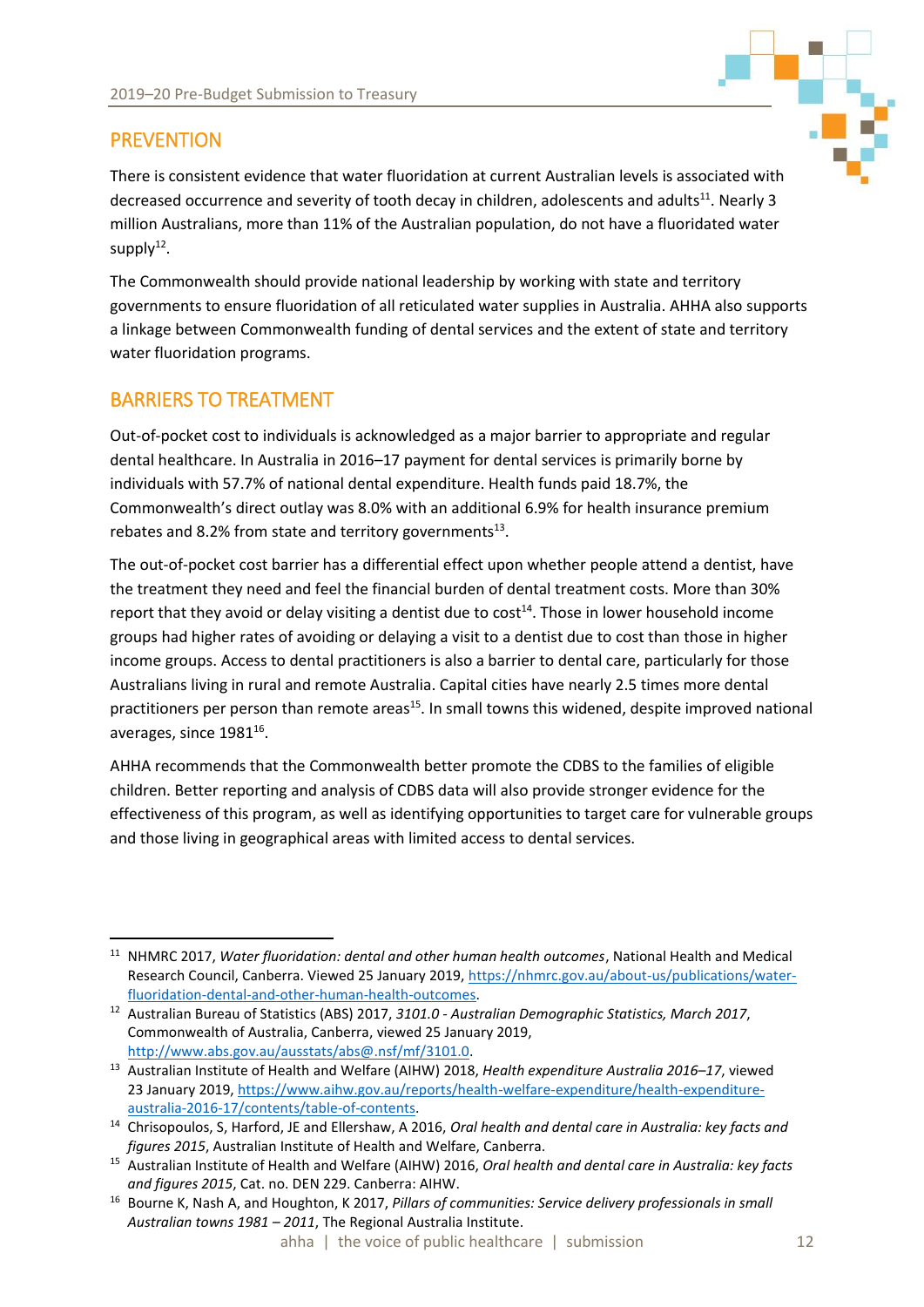## PREVENTION

There is consistent evidence that water fluoridation at current Australian levels is associated with decreased occurrence and severity of tooth decay in children, adolescents and adults[11]. Nearly 3 million Australians, more than 11% of the Australian population, do not have a fluoridated water supply[12].

The Commonwealth should provide national leadership by working with state and territory governments to ensure fluoridation of all reticulated water supplies in Australia. AHHA also supports a linkage between Commonwealth funding of dental services and the extent of state and territory water fluoridation programs.

## BARRIERS TO TREATMENT

Out-of-pocket cost to individuals is acknowledged as a major barrier to appropriate and regular dental healthcare. In Australia in 2016–17 payment for dental services is primarily borne by individuals with 57.7% of national dental expenditure. Health funds paid 18.7%, the Commonwealth's direct outlay was 8.0% with an additional 6.9% for health insurance premium rebates and 8.2% from state and territory governments[13].

The out-of-pocket cost barrier has a differential effect upon whether people attend a dentist, have the treatment they need and feel the financial burden of dental treatment costs. More than 30% report that they avoid or delay visiting a dentist due to cost[14]. Those in lower household income groups had higher rates of avoiding or delaying a visit to a dentist due to cost than those in higher income groups. Access to dental practitioners is also a barrier to dental care, particularly for those Australians living in rural and remote Australia. Capital cities have nearly 2.5 times more dental practitioners per person than remote areas[15]. In small towns this widened, despite improved national averages, since 1981[16].

AHHA recommends that the Commonwealth better promote the CDBS to the families of eligible children. Better reporting and analysis of CDBS data will also provide stronger evidence for the effectiveness of this program, as well as identifying opportunities to target care for vulnerable groups and those living in geographical areas with limited access to dental services.

---

[11] NHMRC 2017, *Water fluoridation: dental and other human health outcomes*, National Health and Medical Research Council, Canberra. Viewed 25 January 2019, https://nhmrc.gov.au/about-us/publications/water-fluoridation-dental-and-other-human-health-outcomes.

[12] Australian Bureau of Statistics (ABS) 2017, *3101.0 - Australian Demographic Statistics, March 2017*, Commonwealth of Australia, Canberra, viewed 25 January 2019, http://www.abs.gov.au/ausstats/abs@.nsf/mf/3101.0.

[13] Australian Institute of Health and Welfare (AIHW) 2018, *Health expenditure Australia 2016–17*, viewed 23 January 2019, https://www.aihw.gov.au/reports/health-welfare-expenditure/health-expenditure-australia-2016-17/contents/table-of-contents.

[14] Chrisopoulos, S, Harford, JE and Ellershaw, A 2016, *Oral health and dental care in Australia: key facts and figures 2015*, Australian Institute of Health and Welfare, Canberra.

[15] Australian Institute of Health and Welfare (AIHW) 2016, *Oral health and dental care in Australia: key facts and figures 2015*, Cat. no. DEN 229. Canberra: AIHW.

[16] Bourne K, Nash A, and Houghton, K 2017, *Pillars of communities: Service delivery professionals in small Australian towns 1981 – 2011*, The Regional Australia Institute.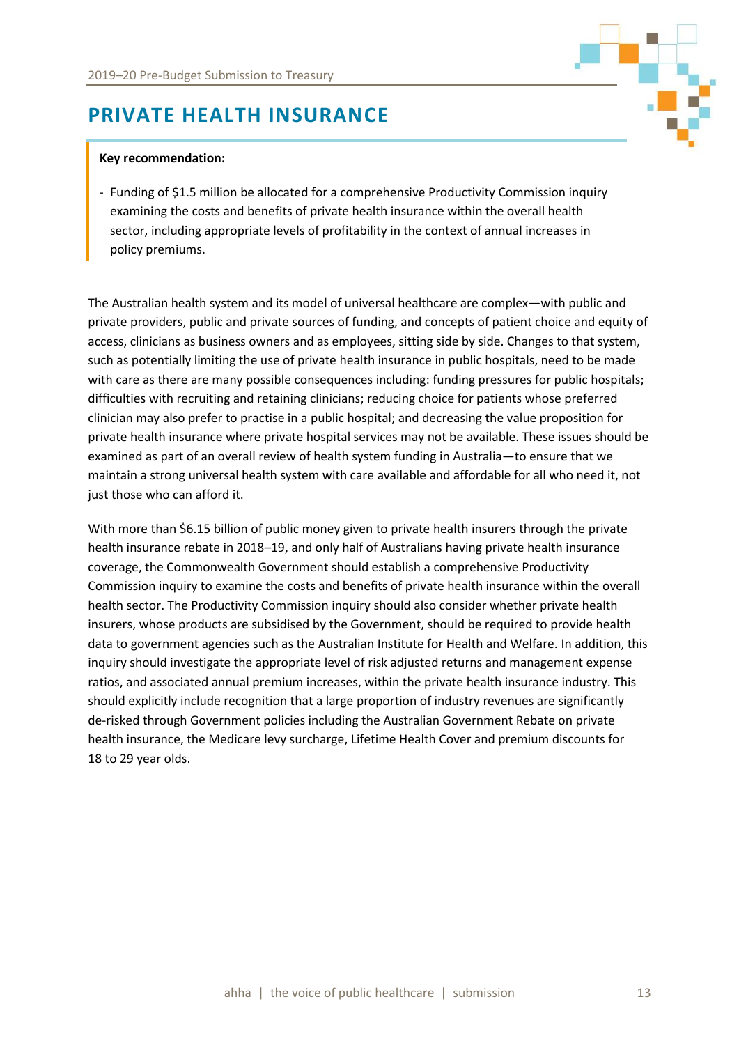# PRIVATE HEALTH INSURANCE

**Key recommendation:**

- Funding of $1.5 million be allocated for a comprehensive Productivity Commission inquiry examining the costs and benefits of private health insurance within the overall health sector, including appropriate levels of profitability in the context of annual increases in policy premiums.

The Australian health system and its model of universal healthcare are complex—with public and private providers, public and private sources of funding, and concepts of patient choice and equity of access, clinicians as business owners and as employees, sitting side by side. Changes to that system, such as potentially limiting the use of private health insurance in public hospitals, need to be made with care as there are many possible consequences including: funding pressures for public hospitals; difficulties with recruiting and retaining clinicians; reducing choice for patients whose preferred clinician may also prefer to practise in a public hospital; and decreasing the value proposition for private health insurance where private hospital services may not be available. These issues should be examined as part of an overall review of health system funding in Australia—to ensure that we maintain a strong universal health system with care available and affordable for all who need it, not just those who can afford it.

With more than $6.15 billion of public money given to private health insurers through the private health insurance rebate in 2018–19, and only half of Australians having private health insurance coverage, the Commonwealth Government should establish a comprehensive Productivity Commission inquiry to examine the costs and benefits of private health insurance within the overall health sector. The Productivity Commission inquiry should also consider whether private health insurers, whose products are subsidised by the Government, should be required to provide health data to government agencies such as the Australian Institute for Health and Welfare. In addition, this inquiry should investigate the appropriate level of risk adjusted returns and management expense ratios, and associated annual premium increases, within the private health insurance industry. This should explicitly include recognition that a large proportion of industry revenues are significantly de-risked through Government policies including the Australian Government Rebate on private health insurance, the Medicare levy surcharge, Lifetime Health Cover and premium discounts for 18 to 29 year olds.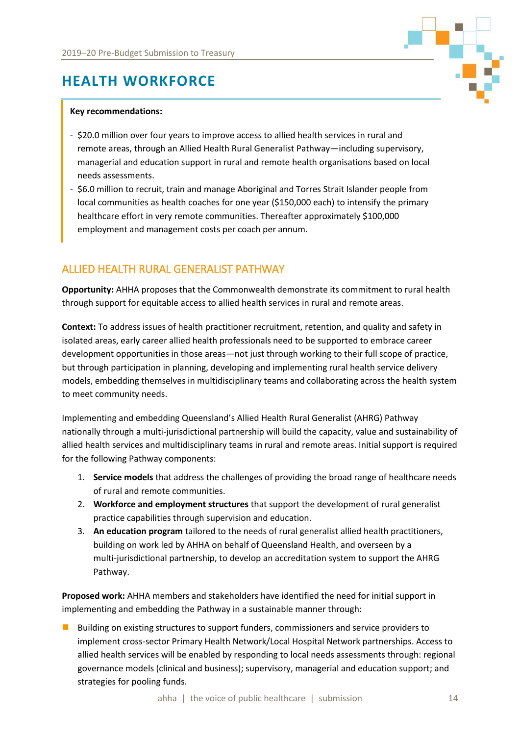# HEALTH WORKFORCE

**Key recommendations:**

- $20.0 million over four years to improve access to allied health services in rural and remote areas, through an Allied Health Rural Generalist Pathway—including supervisory, managerial and education support in rural and remote health organisations based on local needs assessments.
- $6.0 million to recruit, train and manage Aboriginal and Torres Strait Islander people from local communities as health coaches for one year ($150,000 each) to intensify the primary healthcare effort in very remote communities. Thereafter approximately $100,000 employment and management costs per coach per annum.

## ALLIED HEALTH RURAL GENERALIST PATHWAY

**Opportunity:** AHHA proposes that the Commonwealth demonstrate its commitment to rural health through support for equitable access to allied health services in rural and remote areas.

**Context:** To address issues of health practitioner recruitment, retention, and quality and safety in isolated areas, early career allied health professionals need to be supported to embrace career development opportunities in those areas—not just through working to their full scope of practice, but through participation in planning, developing and implementing rural health service delivery models, embedding themselves in multidisciplinary teams and collaborating across the health system to meet community needs.

Implementing and embedding Queensland's Allied Health Rural Generalist (AHRG) Pathway nationally through a multi-jurisdictional partnership will build the capacity, value and sustainability of allied health services and multidisciplinary teams in rural and remote areas. Initial support is required for the following Pathway components:

1. **Service models** that address the challenges of providing the broad range of healthcare needs of rural and remote communities.
2. **Workforce and employment structures** that support the development of rural generalist practice capabilities through supervision and education.
3. **An education program** tailored to the needs of rural generalist allied health practitioners, building on work led by AHHA on behalf of Queensland Health, and overseen by a multi-jurisdictional partnership, to develop an accreditation system to support the AHRG Pathway.

**Proposed work:** AHHA members and stakeholders have identified the need for initial support in implementing and embedding the Pathway in a sustainable manner through:

- Building on existing structures to support funders, commissioners and service providers to implement cross-sector Primary Health Network/Local Hospital Network partnerships. Access to allied health services will be enabled by responding to local needs assessments through: regional governance models (clinical and business); supervisory, managerial and education support; and strategies for pooling funds.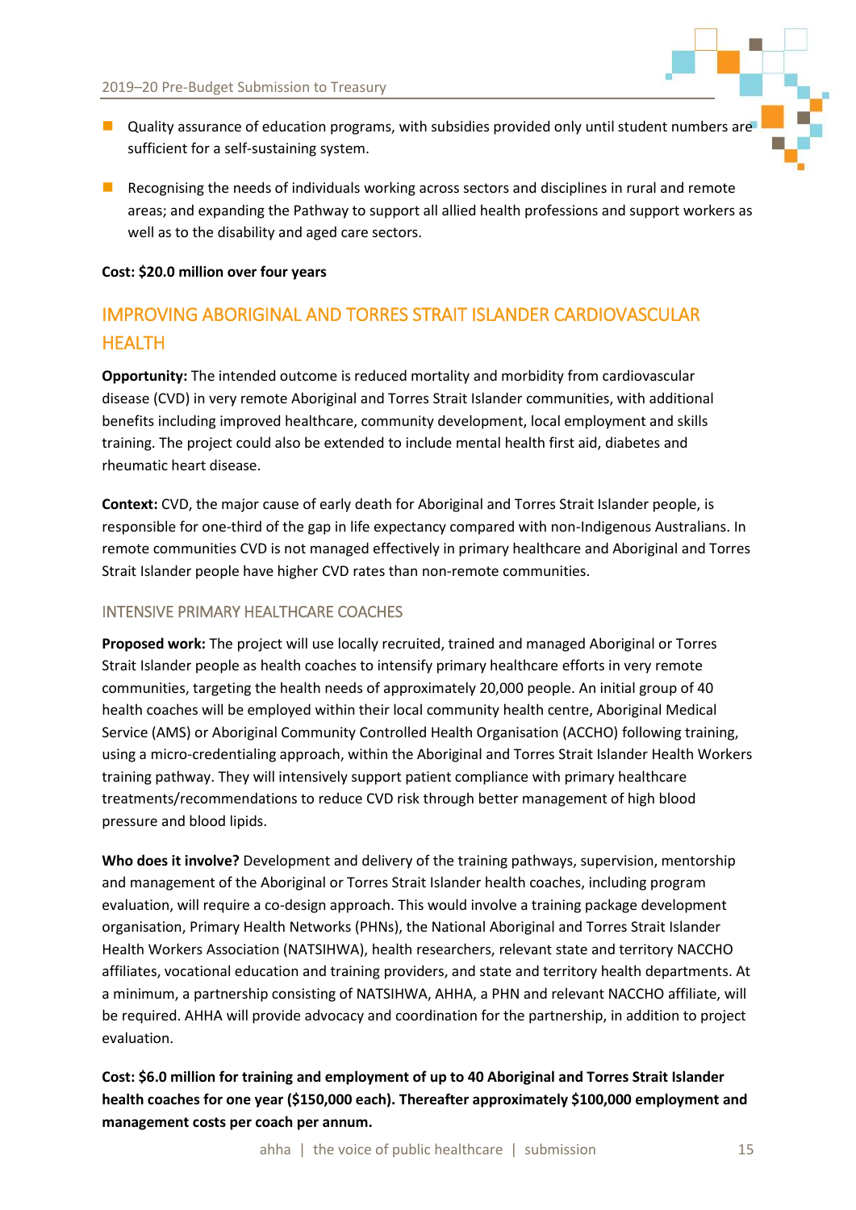- Quality assurance of education programs, with subsidies provided only until student numbers are sufficient for a self-sustaining system.
- Recognising the needs of individuals working across sectors and disciplines in rural and remote areas; and expanding the Pathway to support all allied health professions and support workers as well as to the disability and aged care sectors.

**Cost: $20.0 million over four years**

## IMPROVING ABORIGINAL AND TORRES STRAIT ISLANDER CARDIOVASCULAR HEALTH

**Opportunity:** The intended outcome is reduced mortality and morbidity from cardiovascular disease (CVD) in very remote Aboriginal and Torres Strait Islander communities, with additional benefits including improved healthcare, community development, local employment and skills training. The project could also be extended to include mental health first aid, diabetes and rheumatic heart disease.

**Context:** CVD, the major cause of early death for Aboriginal and Torres Strait Islander people, is responsible for one-third of the gap in life expectancy compared with non-Indigenous Australians. In remote communities CVD is not managed effectively in primary healthcare and Aboriginal and Torres Strait Islander people have higher CVD rates than non-remote communities.

### INTENSIVE PRIMARY HEALTHCARE COACHES

**Proposed work:** The project will use locally recruited, trained and managed Aboriginal or Torres Strait Islander people as health coaches to intensify primary healthcare efforts in very remote communities, targeting the health needs of approximately 20,000 people. An initial group of 40 health coaches will be employed within their local community health centre, Aboriginal Medical Service (AMS) or Aboriginal Community Controlled Health Organisation (ACCHO) following training, using a micro-credentialing approach, within the Aboriginal and Torres Strait Islander Health Workers training pathway. They will intensively support patient compliance with primary healthcare treatments/recommendations to reduce CVD risk through better management of high blood pressure and blood lipids.

**Who does it involve?** Development and delivery of the training pathways, supervision, mentorship and management of the Aboriginal or Torres Strait Islander health coaches, including program evaluation, will require a co-design approach. This would involve a training package development organisation, Primary Health Networks (PHNs), the National Aboriginal and Torres Strait Islander Health Workers Association (NATSIHWA), health researchers, relevant state and territory NACCHO affiliates, vocational education and training providers, and state and territory health departments. At a minimum, a partnership consisting of NATSIHWA, AHHA, a PHN and relevant NACCHO affiliate, will be required. AHHA will provide advocacy and coordination for the partnership, in addition to project evaluation.

**Cost: $6.0 million for training and employment of up to 40 Aboriginal and Torres Strait Islander health coaches for one year ($150,000 each). Thereafter approximately $100,000 employment and management costs per coach per annum.**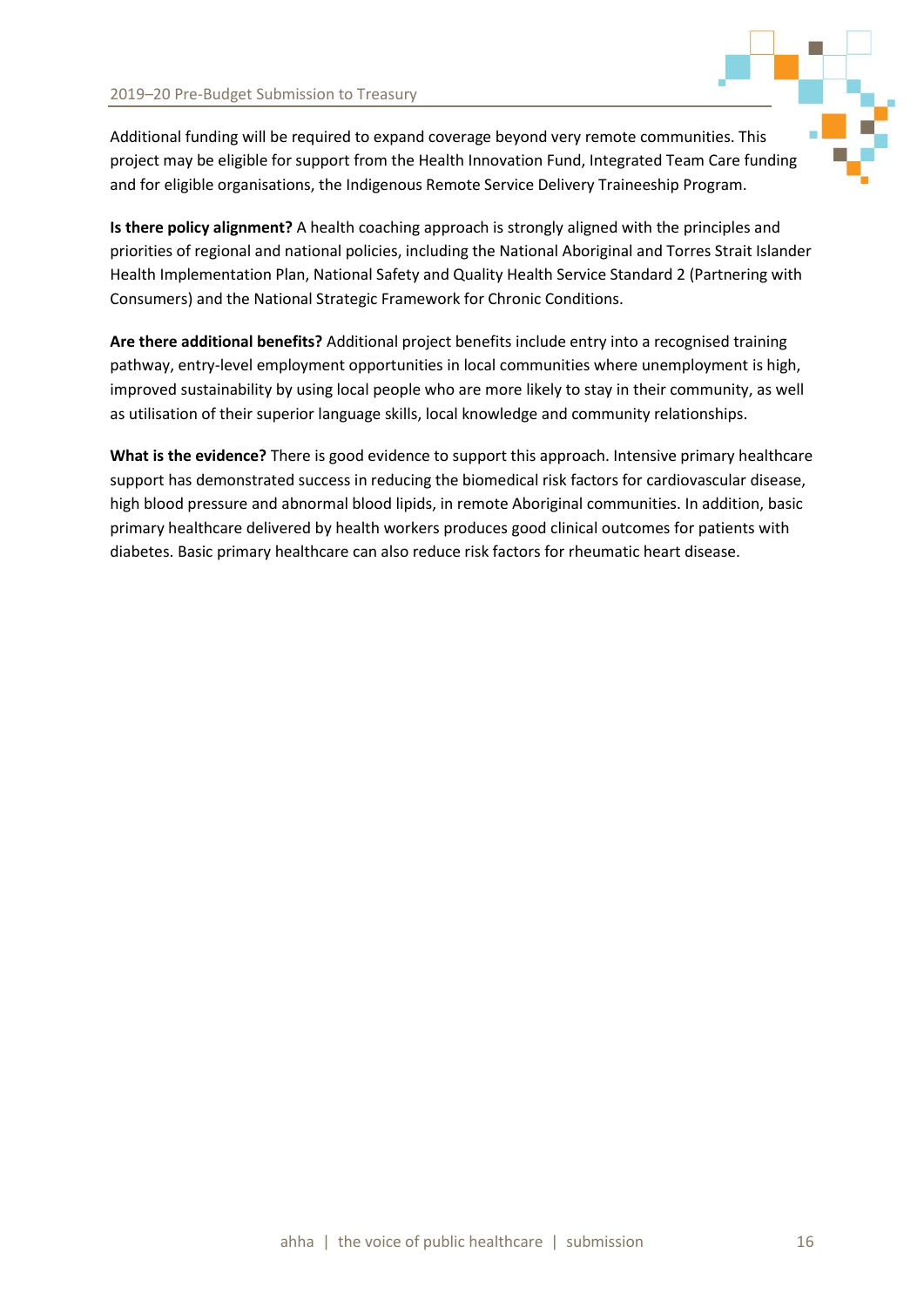Additional funding will be required to expand coverage beyond very remote communities. This project may be eligible for support from the Health Innovation Fund, Integrated Team Care funding and for eligible organisations, the Indigenous Remote Service Delivery Traineeship Program.

**Is there policy alignment?** A health coaching approach is strongly aligned with the principles and priorities of regional and national policies, including the National Aboriginal and Torres Strait Islander Health Implementation Plan, National Safety and Quality Health Service Standard 2 (Partnering with Consumers) and the National Strategic Framework for Chronic Conditions.

**Are there additional benefits?** Additional project benefits include entry into a recognised training pathway, entry-level employment opportunities in local communities where unemployment is high, improved sustainability by using local people who are more likely to stay in their community, as well as utilisation of their superior language skills, local knowledge and community relationships.

**What is the evidence?** There is good evidence to support this approach. Intensive primary healthcare support has demonstrated success in reducing the biomedical risk factors for cardiovascular disease, high blood pressure and abnormal blood lipids, in remote Aboriginal communities. In addition, basic primary healthcare delivered by health workers produces good clinical outcomes for patients with diabetes. Basic primary healthcare can also reduce risk factors for rheumatic heart disease.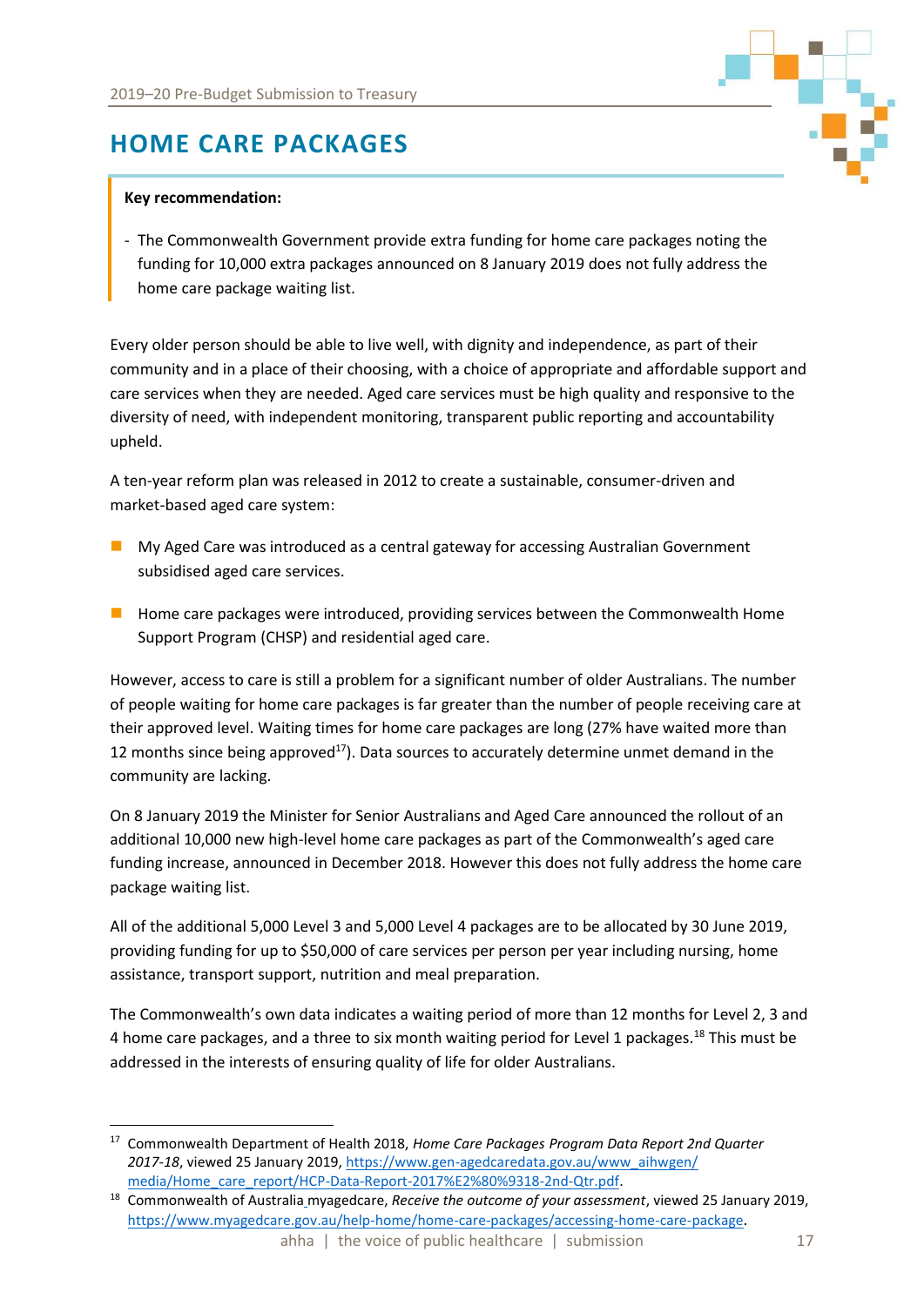# HOME CARE PACKAGES

**Key recommendation:**

- The Commonwealth Government provide extra funding for home care packages noting the funding for 10,000 extra packages announced on 8 January 2019 does not fully address the home care package waiting list.

Every older person should be able to live well, with dignity and independence, as part of their community and in a place of their choosing, with a choice of appropriate and affordable support and care services when they are needed. Aged care services must be high quality and responsive to the diversity of need, with independent monitoring, transparent public reporting and accountability upheld.

A ten-year reform plan was released in 2012 to create a sustainable, consumer-driven and market-based aged care system:

- My Aged Care was introduced as a central gateway for accessing Australian Government subsidised aged care services.
- Home care packages were introduced, providing services between the Commonwealth Home Support Program (CHSP) and residential aged care.

However, access to care is still a problem for a significant number of older Australians. The number of people waiting for home care packages is far greater than the number of people receiving care at their approved level. Waiting times for home care packages are long (27% have waited more than 12 months since being approved[17]). Data sources to accurately determine unmet demand in the community are lacking.

On 8 January 2019 the Minister for Senior Australians and Aged Care announced the rollout of an additional 10,000 new high-level home care packages as part of the Commonwealth's aged care funding increase, announced in December 2018. However this does not fully address the home care package waiting list.

All of the additional 5,000 Level 3 and 5,000 Level 4 packages are to be allocated by 30 June 2019, providing funding for up to $50,000 of care services per person per year including nursing, home assistance, transport support, nutrition and meal preparation.

The Commonwealth's own data indicates a waiting period of more than 12 months for Level 2, 3 and 4 home care packages, and a three to six month waiting period for Level 1 packages.[18] This must be addressed in the interests of ensuring quality of life for older Australians.

---

[17] Commonwealth Department of Health 2018, *Home Care Packages Program Data Report 2nd Quarter 2017-18*, viewed 25 January 2019, https://www.gen-agedcaredata.gov.au/www_aihwgen/media/Home_care_report/HCP-Data-Report-2017%E2%80%9318-2nd-Qtr.pdf.

[18] Commonwealth of Australia myagedcare, *Receive the outcome of your assessment*, viewed 25 January 2019, https://www.myagedcare.gov.au/help-home/home-care-packages/accessing-home-care-package.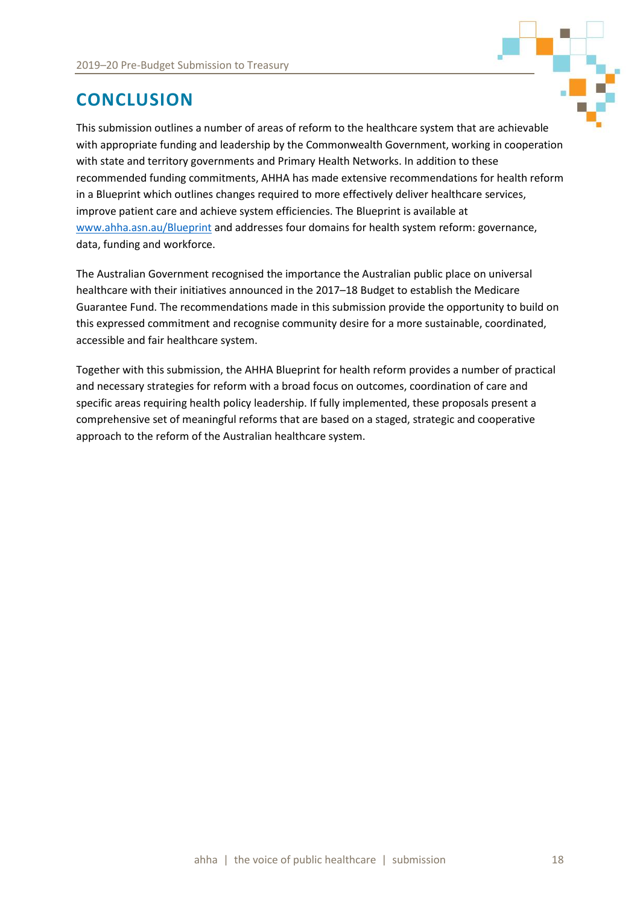# CONCLUSION

This submission outlines a number of areas of reform to the healthcare system that are achievable with appropriate funding and leadership by the Commonwealth Government, working in cooperation with state and territory governments and Primary Health Networks. In addition to these recommended funding commitments, AHHA has made extensive recommendations for health reform in a Blueprint which outlines changes required to more effectively deliver healthcare services, improve patient care and achieve system efficiencies. The Blueprint is available at [www.ahha.asn.au/Blueprint](http://www.ahha.asn.au/Blueprint) and addresses four domains for health system reform: governance, data, funding and workforce.

The Australian Government recognised the importance the Australian public place on universal healthcare with their initiatives announced in the 2017–18 Budget to establish the Medicare Guarantee Fund. The recommendations made in this submission provide the opportunity to build on this expressed commitment and recognise community desire for a more sustainable, coordinated, accessible and fair healthcare system.

Together with this submission, the AHHA Blueprint for health reform provides a number of practical and necessary strategies for reform with a broad focus on outcomes, coordination of care and specific areas requiring health policy leadership. If fully implemented, these proposals present a comprehensive set of meaningful reforms that are based on a staged, strategic and cooperative approach to the reform of the Australian healthcare system.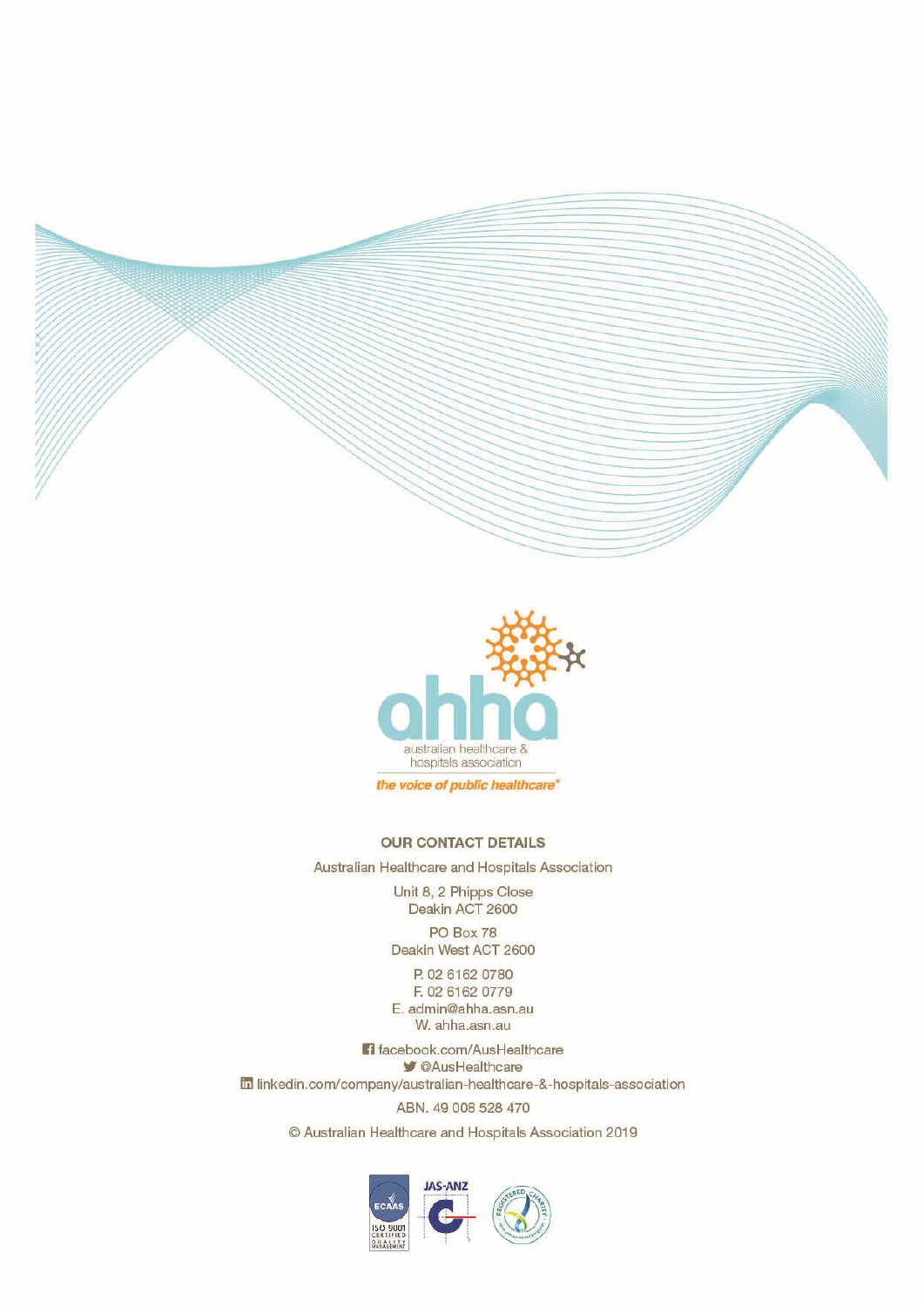ahha

australian healthcare & hospitals association

*the voice of public healthcare®*

**OUR CONTACT DETAILS**

Australian Healthcare and Hospitals Association

Unit 8, 2 Phipps Close
Deakin ACT 2600

PO Box 78
Deakin West ACT 2600

P. 02 6162 0780
F. 02 6162 0779
E. admin@ahha.asn.au
W. ahha.asn.au

facebook.com/AusHealthcare
@AusHealthcare
linkedin.com/company/australian-healthcare-&-hospitals-association

ABN. 49 008 528 470

© Australian Healthcare and Hospitals Association 2019